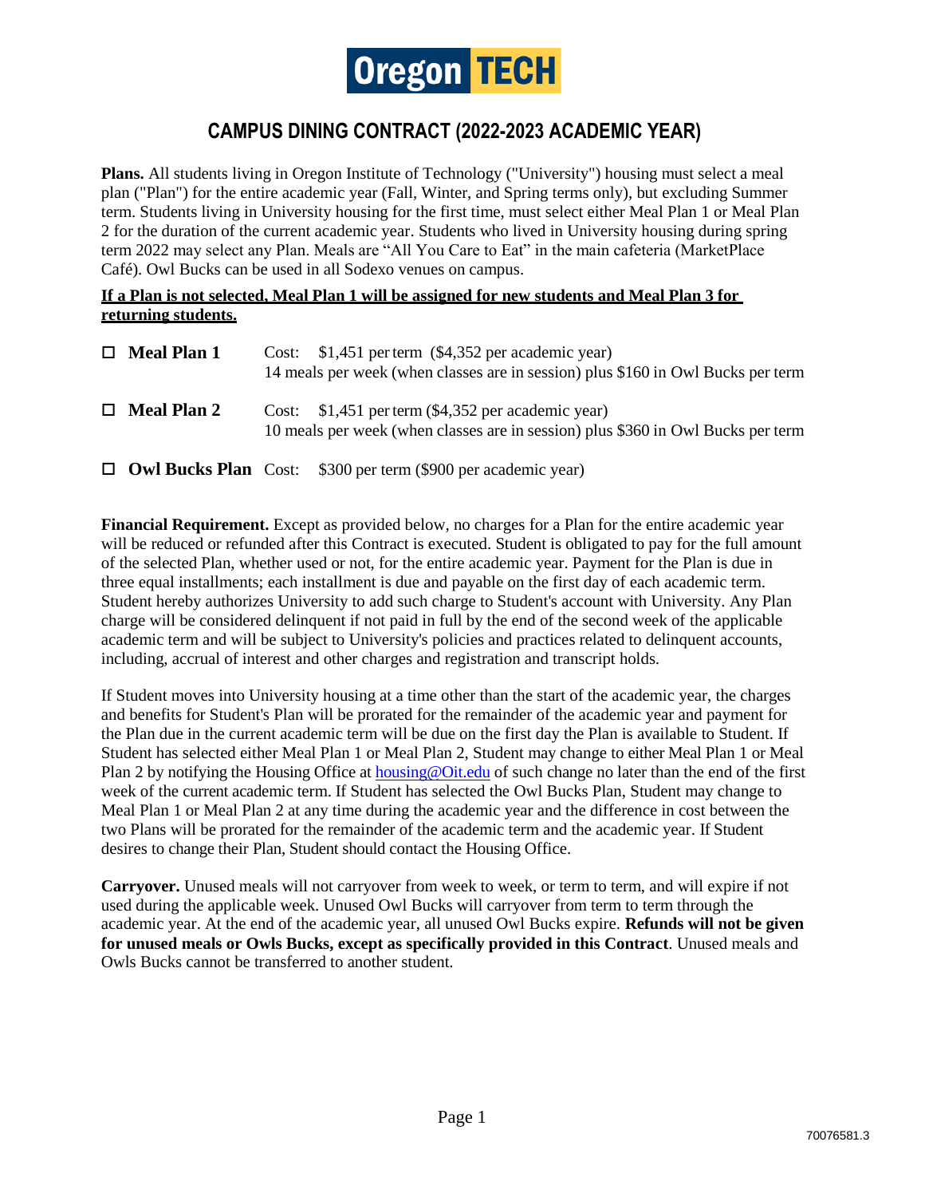Oregon TECH

# CAMPUS DINING CONTRACT (2022-2023 ACADEMIC YEAR)

**Plans.** All students living in Oregon Institute of Technology ("University") housing must select a meal plan ("Plan") for the entire academic year (Fall, Winter, and Spring terms only), but excluding Summer term. Students living in University housing for the first time, must select either Meal Plan 1 or Meal Plan 2 for the duration of the current academic year. Students who lived in University housing during spring term 2022 may select any Plan. Meals are "All You Care to Eat" in the main cafeteria (MarketPlace Café). Owl Bucks can be used in all Sodexo venues on campus.

**If a Plan is not selected, Meal Plan 1 will be assigned for new students and Meal Plan 3 for returning students.**

- ☐ **Meal Plan 1** Cost: $1,451 per term ($4,352 per academic year)
  14 meals per week (when classes are in session) plus $160 in Owl Bucks per term

- ☐ **Meal Plan 2** Cost: $1,451 per term ($4,352 per academic year)
  10 meals per week (when classes are in session) plus $360 in Owl Bucks per term

- ☐ **Owl Bucks Plan** Cost: $300 per term ($900 per academic year)

**Financial Requirement.** Except as provided below, no charges for a Plan for the entire academic year will be reduced or refunded after this Contract is executed. Student is obligated to pay for the full amount of the selected Plan, whether used or not, for the entire academic year. Payment for the Plan is due in three equal installments; each installment is due and payable on the first day of each academic term. Student hereby authorizes University to add such charge to Student's account with University. Any Plan charge will be considered delinquent if not paid in full by the end of the second week of the applicable academic term and will be subject to University's policies and practices related to delinquent accounts, including, accrual of interest and other charges and registration and transcript holds.

If Student moves into University housing at a time other than the start of the academic year, the charges and benefits for Student's Plan will be prorated for the remainder of the academic year and payment for the Plan due in the current academic term will be due on the first day the Plan is available to Student. If Student has selected either Meal Plan 1 or Meal Plan 2, Student may change to either Meal Plan 1 or Meal Plan 2 by notifying the Housing Office at housing@Oit.edu of such change no later than the end of the first week of the current academic term. If Student has selected the Owl Bucks Plan, Student may change to Meal Plan 1 or Meal Plan 2 at any time during the academic year and the difference in cost between the two Plans will be prorated for the remainder of the academic term and the academic year. If Student desires to change their Plan, Student should contact the Housing Office.

**Carryover.** Unused meals will not carryover from week to week, or term to term, and will expire if not used during the applicable week. Unused Owl Bucks will carryover from term to term through the academic year. At the end of the academic year, all unused Owl Bucks expire. **Refunds will not be given for unused meals or Owls Bucks, except as specifically provided in this Contract**. Unused meals and Owls Bucks cannot be transferred to another student.

70076581.3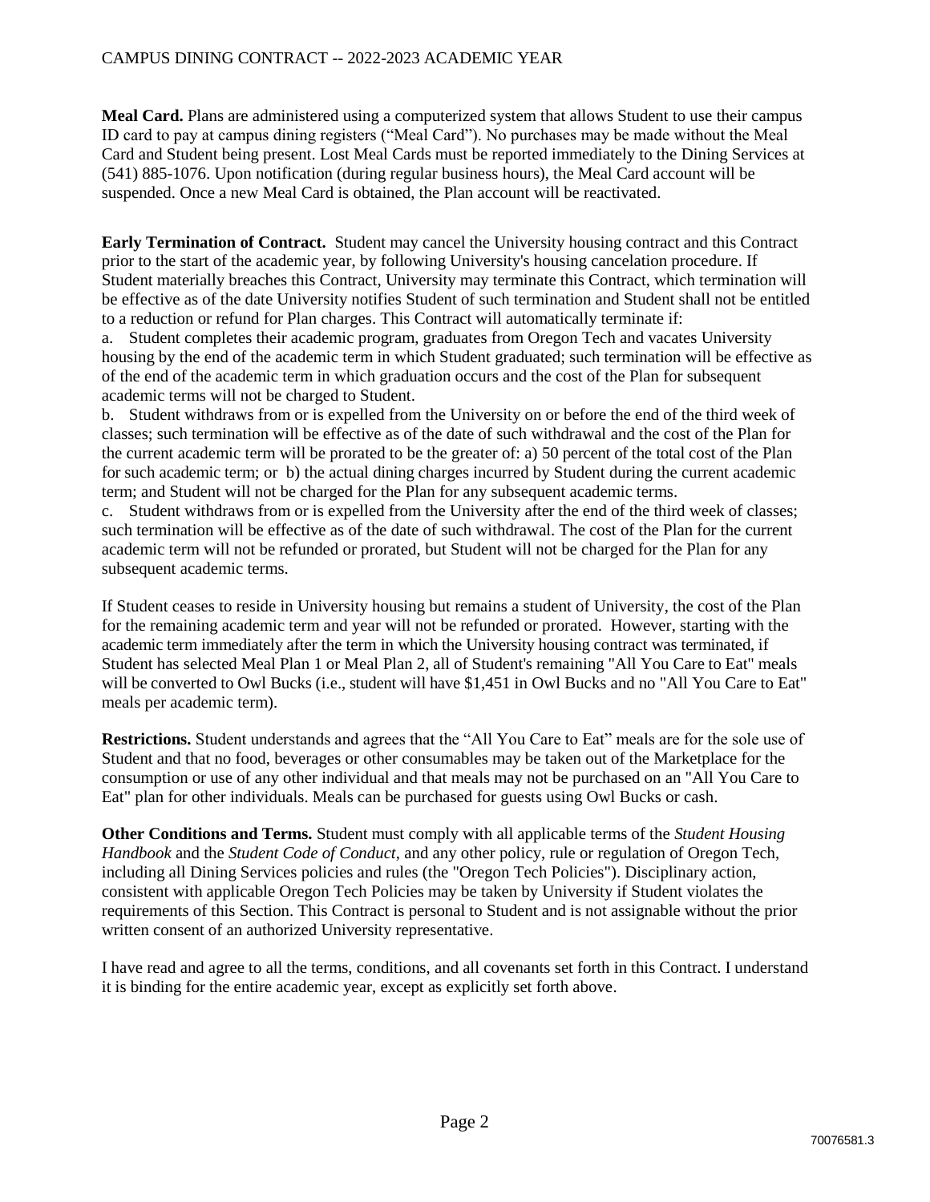**Meal Card.** Plans are administered using a computerized system that allows Student to use their campus ID card to pay at campus dining registers ("Meal Card"). No purchases may be made without the Meal Card and Student being present. Lost Meal Cards must be reported immediately to the Dining Services at (541) 885-1076. Upon notification (during regular business hours), the Meal Card account will be suspended. Once a new Meal Card is obtained, the Plan account will be reactivated.

**Early Termination of Contract.** Student may cancel the University housing contract and this Contract prior to the start of the academic year, by following University's housing cancelation procedure. If Student materially breaches this Contract, University may terminate this Contract, which termination will be effective as of the date University notifies Student of such termination and Student shall not be entitled to a reduction or refund for Plan charges. This Contract will automatically terminate if:

a. Student completes their academic program, graduates from Oregon Tech and vacates University housing by the end of the academic term in which Student graduated; such termination will be effective as of the end of the academic term in which graduation occurs and the cost of the Plan for subsequent academic terms will not be charged to Student.

b. Student withdraws from or is expelled from the University on or before the end of the third week of classes; such termination will be effective as of the date of such withdrawal and the cost of the Plan for the current academic term will be prorated to be the greater of: a) 50 percent of the total cost of the Plan for such academic term; or b) the actual dining charges incurred by Student during the current academic term; and Student will not be charged for the Plan for any subsequent academic terms.

c. Student withdraws from or is expelled from the University after the end of the third week of classes; such termination will be effective as of the date of such withdrawal. The cost of the Plan for the current academic term will not be refunded or prorated, but Student will not be charged for the Plan for any subsequent academic terms.

If Student ceases to reside in University housing but remains a student of University, the cost of the Plan for the remaining academic term and year will not be refunded or prorated. However, starting with the academic term immediately after the term in which the University housing contract was terminated, if Student has selected Meal Plan 1 or Meal Plan 2, all of Student's remaining "All You Care to Eat" meals will be converted to Owl Bucks (i.e., student will have $1,451 in Owl Bucks and no "All You Care to Eat" meals per academic term).

**Restrictions.** Student understands and agrees that the "All You Care to Eat" meals are for the sole use of Student and that no food, beverages or other consumables may be taken out of the Marketplace for the consumption or use of any other individual and that meals may not be purchased on an "All You Care to Eat" plan for other individuals. Meals can be purchased for guests using Owl Bucks or cash.

**Other Conditions and Terms.** Student must comply with all applicable terms of the *Student Housing Handbook* and the *Student Code of Conduct*, and any other policy, rule or regulation of Oregon Tech, including all Dining Services policies and rules (the "Oregon Tech Policies"). Disciplinary action, consistent with applicable Oregon Tech Policies may be taken by University if Student violates the requirements of this Section. This Contract is personal to Student and is not assignable without the prior written consent of an authorized University representative.

I have read and agree to all the terms, conditions, and all covenants set forth in this Contract. I understand it is binding for the entire academic year, except as explicitly set forth above.